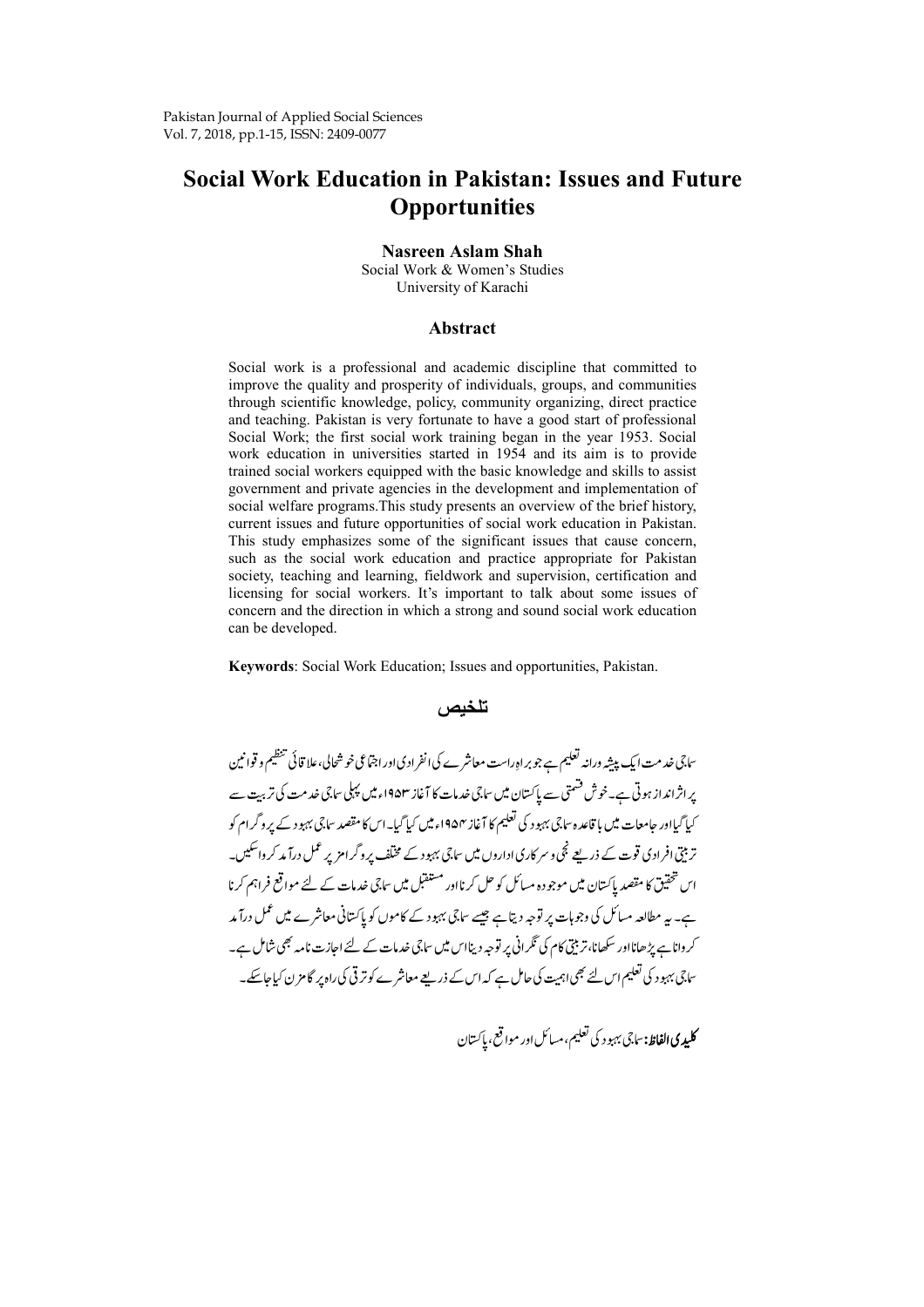# Social Work Education in Pakistan: Issues and Future Opportunities

**Nasreen Aslam Shah**
Social Work & Women's Studies
University of Karachi

## Abstract

Social work is a professional and academic discipline that committed to improve the quality and prosperity of individuals, groups, and communities through scientific knowledge, policy, community organizing, direct practice and teaching. Pakistan is very fortunate to have a good start of professional Social Work; the first social work training began in the year 1953. Social work education in universities started in 1954 and its aim is to provide trained social workers equipped with the basic knowledge and skills to assist government and private agencies in the development and implementation of social welfare programs.This study presents an overview of the brief history, current issues and future opportunities of social work education in Pakistan. This study emphasizes some of the significant issues that cause concern, such as the social work education and practice appropriate for Pakistan society, teaching and learning, fieldwork and supervision, certification and licensing for social workers. It's important to talk about some issues of concern and the direction in which a strong and sound social work education can be developed.

**Keywords**: Social Work Education; Issues and opportunities, Pakistan.

## تلخیص

سماجی خدمت ایک پیشہ ورانہ تعلیم ہے جو براہِ راست معاشرے کی انفرادی اور اجتماعی خوشحالی، علاقائی تنظیم و قوانین پر اثر انداز ہوتی ہے۔ خوش قسمتی سے پاکستان میں سماجی خدمات کا آغاز ۱۹۵۳ء میں پہلی سماجی خدمت کی تربیت سے کیا گیا اور جامعات میں باقاعدہ سماجی بہبود کی تعلیم کا آغاز ۱۹۵۴ء میں کیا گیا۔ اس کا مقصد سماجی بہبود کے پروگرام کو تربیتی افرادی قوت کے ذریعے نجی و سرکاری اداروں میں سماجی بہبود کے مختلف پروگرامز پر عمل درآمد کروا سکیں۔ اس تحقیق کا مقصد پاکستان میں موجودہ مسائل کو حل کرنا اور مستقبل میں سماجی خدمات کے لئے مواقع فراہم کرنا ہے۔ یہ مطالعہ مسائل کی وجوہات پر توجہ دیتا ہے جیسے سماجی بہبود کے کاموں کو پاکستانی معاشرے میں عمل درآمد کروانا ہے پڑھانا اور سکھانا، تربیتی کام کی نگرانی پر توجہ دینا اس میں سماجی خدمات کے لئے اجازت نامہ بھی شامل ہے۔ سماجی بہبود کی تعلیم اس لئے بھی اہمیت کی حامل ہے کہ اس کے ذریعے معاشرے کو ترقی کی راہ پر گامزن کیا جاسکے۔

**کلیدی الفاظ:** سماجی بہبود کی تعلیم، مسائل اور مواقع، پاکستان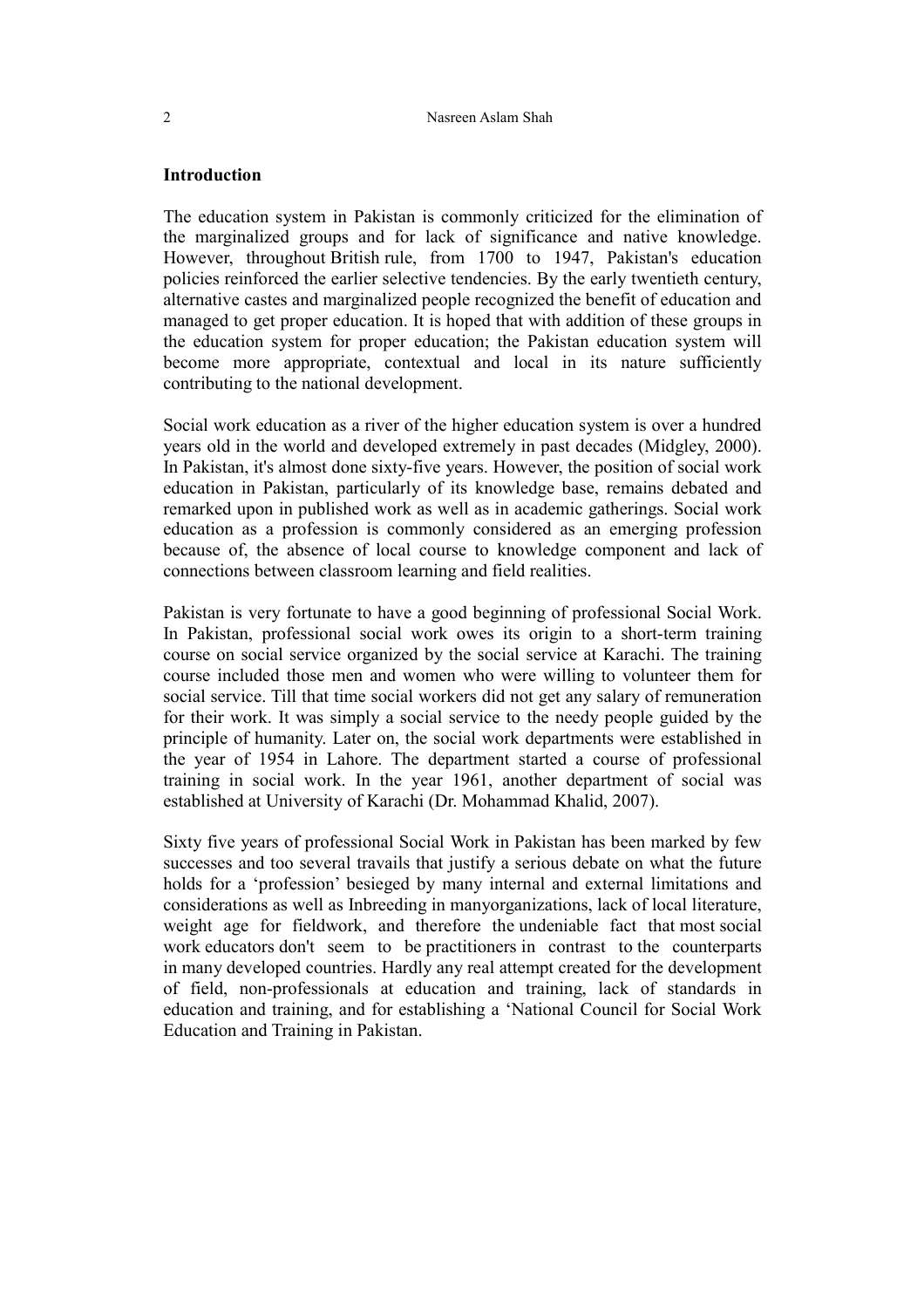## Introduction

The education system in Pakistan is commonly criticized for the elimination of the marginalized groups and for lack of significance and native knowledge. However, throughout British rule, from 1700 to 1947, Pakistan's education policies reinforced the earlier selective tendencies. By the early twentieth century, alternative castes and marginalized people recognized the benefit of education and managed to get proper education. It is hoped that with addition of these groups in the education system for proper education; the Pakistan education system will become more appropriate, contextual and local in its nature sufficiently contributing to the national development.

Social work education as a river of the higher education system is over a hundred years old in the world and developed extremely in past decades (Midgley, 2000). In Pakistan, it's almost done sixty-five years. However, the position of social work education in Pakistan, particularly of its knowledge base, remains debated and remarked upon in published work as well as in academic gatherings. Social work education as a profession is commonly considered as an emerging profession because of, the absence of local course to knowledge component and lack of connections between classroom learning and field realities.

Pakistan is very fortunate to have a good beginning of professional Social Work. In Pakistan, professional social work owes its origin to a short-term training course on social service organized by the social service at Karachi. The training course included those men and women who were willing to volunteer them for social service. Till that time social workers did not get any salary of remuneration for their work. It was simply a social service to the needy people guided by the principle of humanity. Later on, the social work departments were established in the year of 1954 in Lahore. The department started a course of professional training in social work. In the year 1961, another department of social was established at University of Karachi (Dr. Mohammad Khalid, 2007).

Sixty five years of professional Social Work in Pakistan has been marked by few successes and too several travails that justify a serious debate on what the future holds for a 'profession' besieged by many internal and external limitations and considerations as well as Inbreeding in manyorganizations, lack of local literature, weight age for fieldwork, and therefore the undeniable fact that most social work educators don't seem to be practitioners in contrast to the counterparts in many developed countries. Hardly any real attempt created for the development of field, non-professionals at education and training, lack of standards in education and training, and for establishing a 'National Council for Social Work Education and Training in Pakistan.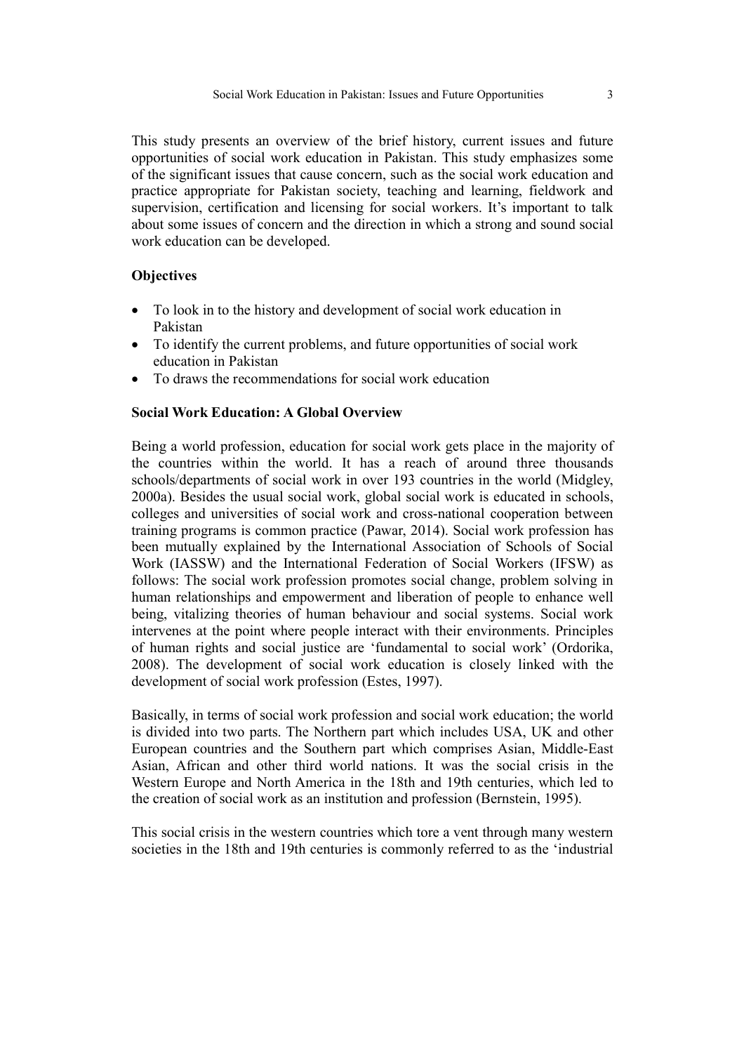This study presents an overview of the brief history, current issues and future opportunities of social work education in Pakistan. This study emphasizes some of the significant issues that cause concern, such as the social work education and practice appropriate for Pakistan society, teaching and learning, fieldwork and supervision, certification and licensing for social workers. It's important to talk about some issues of concern and the direction in which a strong and sound social work education can be developed.

**Objectives**

- To look in to the history and development of social work education in Pakistan
- To identify the current problems, and future opportunities of social work education in Pakistan
- To draws the recommendations for social work education

**Social Work Education: A Global Overview**

Being a world profession, education for social work gets place in the majority of the countries within the world. It has a reach of around three thousands schools/departments of social work in over 193 countries in the world (Midgley, 2000a). Besides the usual social work, global social work is educated in schools, colleges and universities of social work and cross-national cooperation between training programs is common practice (Pawar, 2014). Social work profession has been mutually explained by the International Association of Schools of Social Work (IASSW) and the International Federation of Social Workers (IFSW) as follows: The social work profession promotes social change, problem solving in human relationships and empowerment and liberation of people to enhance well being, vitalizing theories of human behaviour and social systems. Social work intervenes at the point where people interact with their environments. Principles of human rights and social justice are 'fundamental to social work' (Ordorika, 2008). The development of social work education is closely linked with the development of social work profession (Estes, 1997).

Basically, in terms of social work profession and social work education; the world is divided into two parts. The Northern part which includes USA, UK and other European countries and the Southern part which comprises Asian, Middle-East Asian, African and other third world nations. It was the social crisis in the Western Europe and North America in the 18th and 19th centuries, which led to the creation of social work as an institution and profession (Bernstein, 1995).

This social crisis in the western countries which tore a vent through many western societies in the 18th and 19th centuries is commonly referred to as the 'industrial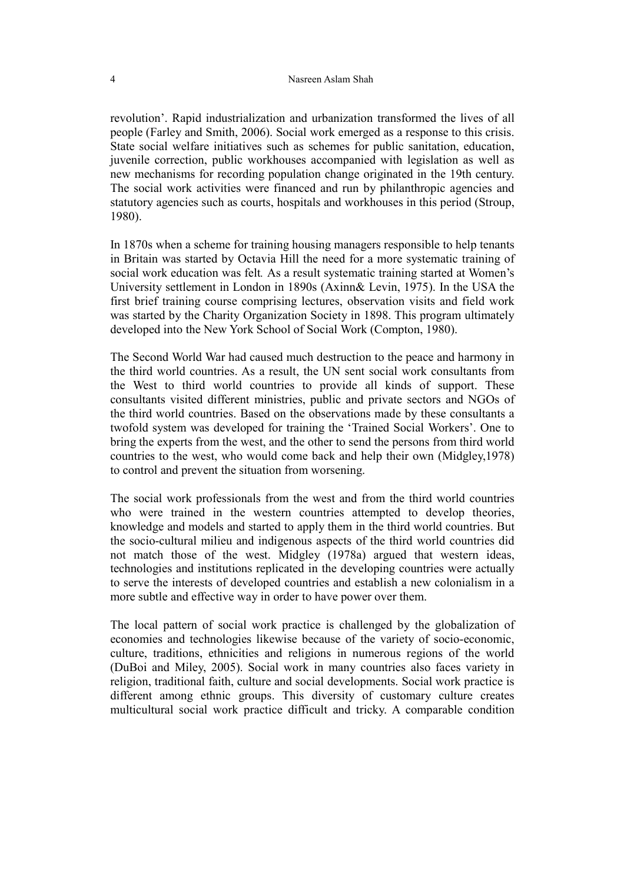revolution'. Rapid industrialization and urbanization transformed the lives of all people (Farley and Smith, 2006). Social work emerged as a response to this crisis. State social welfare initiatives such as schemes for public sanitation, education, juvenile correction, public workhouses accompanied with legislation as well as new mechanisms for recording population change originated in the 19th century. The social work activities were financed and run by philanthropic agencies and statutory agencies such as courts, hospitals and workhouses in this period (Stroup, 1980).

In 1870s when a scheme for training housing managers responsible to help tenants in Britain was started by Octavia Hill the need for a more systematic training of social work education was felt*.* As a result systematic training started at Women's University settlement in London in 1890s (Axinn& Levin, 1975). In the USA the first brief training course comprising lectures, observation visits and field work was started by the Charity Organization Society in 1898. This program ultimately developed into the New York School of Social Work (Compton, 1980).

The Second World War had caused much destruction to the peace and harmony in the third world countries. As a result, the UN sent social work consultants from the West to third world countries to provide all kinds of support. These consultants visited different ministries, public and private sectors and NGOs of the third world countries. Based on the observations made by these consultants a twofold system was developed for training the 'Trained Social Workers'. One to bring the experts from the west, and the other to send the persons from third world countries to the west, who would come back and help their own (Midgley,1978) to control and prevent the situation from worsening.

The social work professionals from the west and from the third world countries who were trained in the western countries attempted to develop theories, knowledge and models and started to apply them in the third world countries. But the socio-cultural milieu and indigenous aspects of the third world countries did not match those of the west. Midgley (1978a) argued that western ideas, technologies and institutions replicated in the developing countries were actually to serve the interests of developed countries and establish a new colonialism in a more subtle and effective way in order to have power over them.

The local pattern of social work practice is challenged by the globalization of economies and technologies likewise because of the variety of socio-economic, culture, traditions, ethnicities and religions in numerous regions of the world (DuBoi and Miley, 2005). Social work in many countries also faces variety in religion, traditional faith, culture and social developments. Social work practice is different among ethnic groups. This diversity of customary culture creates multicultural social work practice difficult and tricky. A comparable condition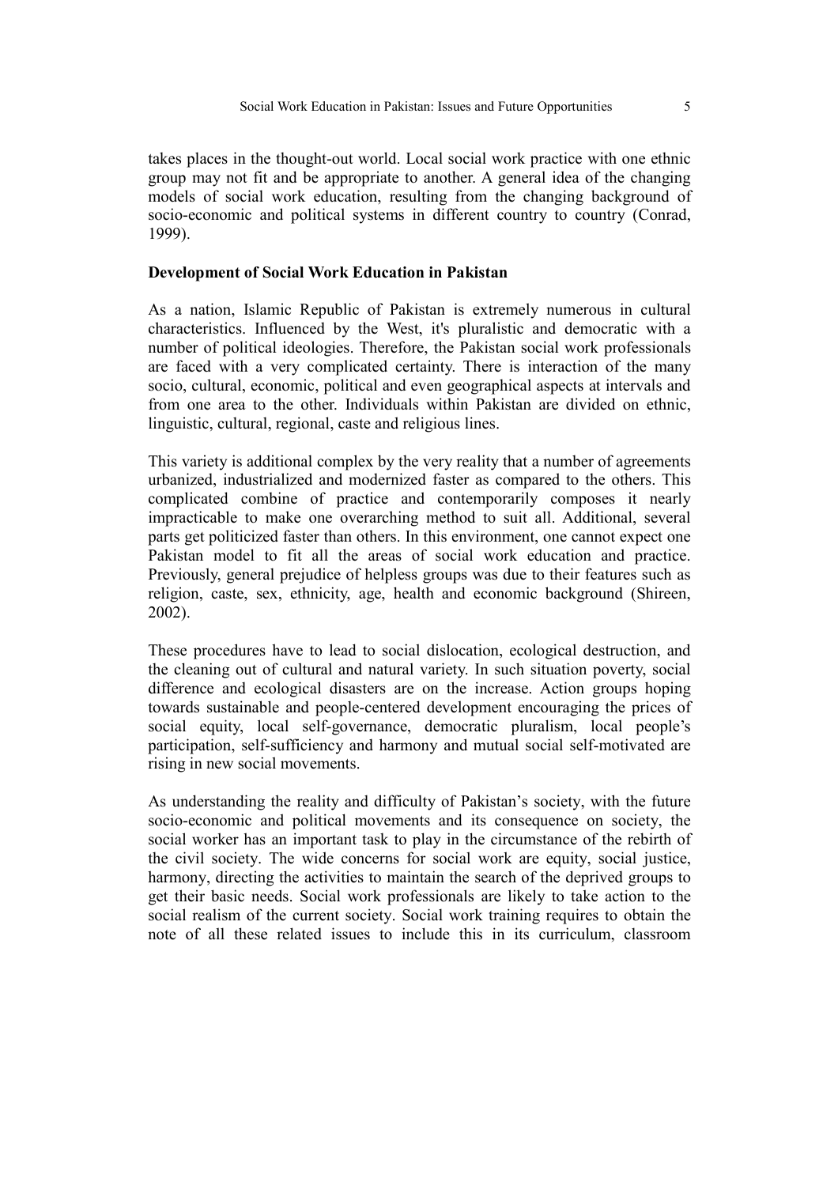takes places in the thought-out world. Local social work practice with one ethnic group may not fit and be appropriate to another. A general idea of the changing models of social work education, resulting from the changing background of socio-economic and political systems in different country to country (Conrad, 1999).

**Development of Social Work Education in Pakistan**

As a nation, Islamic Republic of Pakistan is extremely numerous in cultural characteristics. Influenced by the West, it's pluralistic and democratic with a number of political ideologies. Therefore, the Pakistan social work professionals are faced with a very complicated certainty. There is interaction of the many socio, cultural, economic, political and even geographical aspects at intervals and from one area to the other. Individuals within Pakistan are divided on ethnic, linguistic, cultural, regional, caste and religious lines.

This variety is additional complex by the very reality that a number of agreements urbanized, industrialized and modernized faster as compared to the others. This complicated combine of practice and contemporarily composes it nearly impracticable to make one overarching method to suit all. Additional, several parts get politicized faster than others. In this environment, one cannot expect one Pakistan model to fit all the areas of social work education and practice. Previously, general prejudice of helpless groups was due to their features such as religion, caste, sex, ethnicity, age, health and economic background (Shireen, 2002).

These procedures have to lead to social dislocation, ecological destruction, and the cleaning out of cultural and natural variety. In such situation poverty, social difference and ecological disasters are on the increase. Action groups hoping towards sustainable and people-centered development encouraging the prices of social equity, local self-governance, democratic pluralism, local people's participation, self-sufficiency and harmony and mutual social self-motivated are rising in new social movements.

As understanding the reality and difficulty of Pakistan's society, with the future socio-economic and political movements and its consequence on society, the social worker has an important task to play in the circumstance of the rebirth of the civil society. The wide concerns for social work are equity, social justice, harmony, directing the activities to maintain the search of the deprived groups to get their basic needs. Social work professionals are likely to take action to the social realism of the current society. Social work training requires to obtain the note of all these related issues to include this in its curriculum, classroom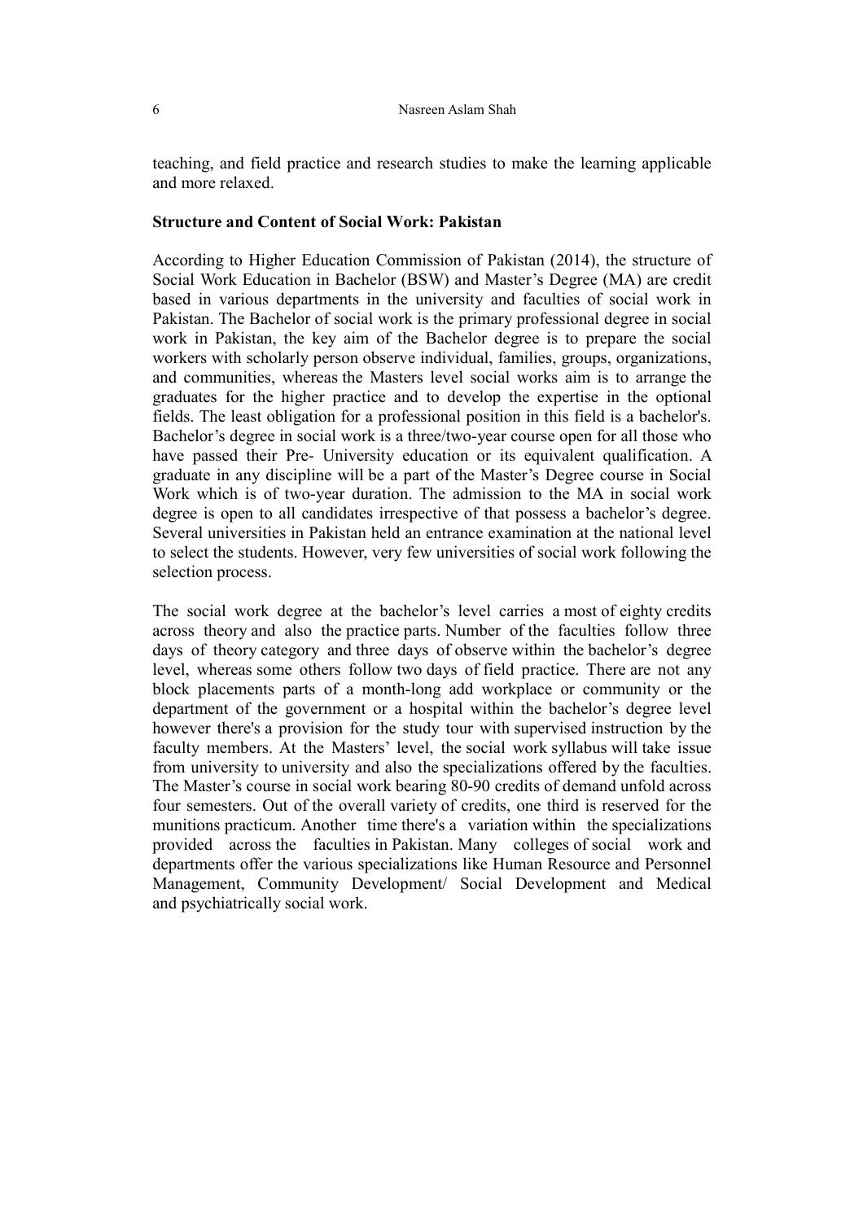teaching, and field practice and research studies to make the learning applicable and more relaxed.

**Structure and Content of Social Work: Pakistan**

According to Higher Education Commission of Pakistan (2014), the structure of Social Work Education in Bachelor (BSW) and Master's Degree (MA) are credit based in various departments in the university and faculties of social work in Pakistan. The Bachelor of social work is the primary professional degree in social work in Pakistan, the key aim of the Bachelor degree is to prepare the social workers with scholarly person observe individual, families, groups, organizations, and communities, whereas the Masters level social works aim is to arrange the graduates for the higher practice and to develop the expertise in the optional fields. The least obligation for a professional position in this field is a bachelor's. Bachelor's degree in social work is a three/two-year course open for all those who have passed their Pre- University education or its equivalent qualification. A graduate in any discipline will be a part of the Master's Degree course in Social Work which is of two-year duration. The admission to the MA in social work degree is open to all candidates irrespective of that possess a bachelor's degree. Several universities in Pakistan held an entrance examination at the national level to select the students. However, very few universities of social work following the selection process.

The social work degree at the bachelor's level carries a most of eighty credits across theory and also the practice parts. Number of the faculties follow three days of theory category and three days of observe within the bachelor's degree level, whereas some others follow two days of field practice. There are not any block placements parts of a month-long add workplace or community or the department of the government or a hospital within the bachelor's degree level however there's a provision for the study tour with supervised instruction by the faculty members. At the Masters' level, the social work syllabus will take issue from university to university and also the specializations offered by the faculties. The Master's course in social work bearing 80-90 credits of demand unfold across four semesters. Out of the overall variety of credits, one third is reserved for the munitions practicum. Another time there's a variation within the specializations provided across the faculties in Pakistan. Many colleges of social work and departments offer the various specializations like Human Resource and Personnel Management, Community Development/ Social Development and Medical and psychiatrically social work.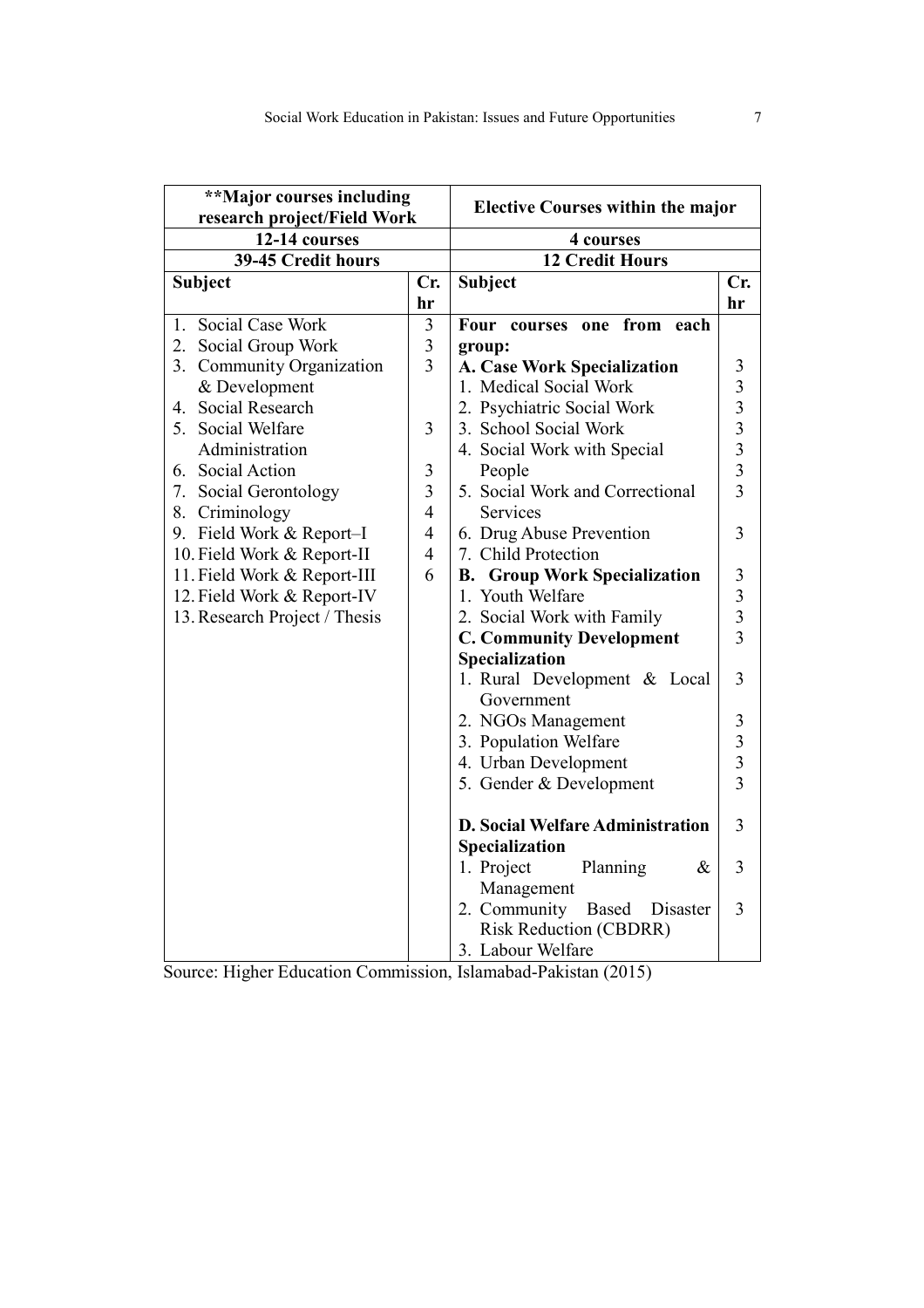| **Major courses including research project/Field Work | | Elective Courses within the major | |
|---|---|---|---|
| 12-14 courses | | 4 courses | |
| 39-45 Credit hours | | 12 Credit Hours | |
| **Subject** | **Cr. hr** | **Subject** | **Cr. hr** |
| 1. Social Case Work | 3 | **Four courses one from each group:** | |
| 2. Social Group Work | 3 | **A. Case Work Specialization** | 3 |
| 3. Community Organization & Development | 3 | 1. Medical Social Work | 3 |
| 4. Social Research | | 2. Psychiatric Social Work | 3 |
| 5. Social Welfare Administration | 3 | 3. School Social Work | 3 |
| 6. Social Action | 3 | 4. Social Work with Special People | 3 |
| 7. Social Gerontology | 3 | | 3 |
| 8. Criminology | 4 | 5. Social Work and Correctional Services | 3 |
| 9. Field Work & Report–I | 4 | 6. Drug Abuse Prevention | 3 |
| 10. Field Work & Report-II | 4 | 7. Child Protection | |
| 11. Field Work & Report-III | 6 | **B. Group Work Specialization** | 3 |
| 12. Field Work & Report-IV | | 1. Youth Welfare | 3 |
| 13. Research Project / Thesis | | 2. Social Work with Family | 3 |
| | | **C. Community Development Specialization** | 3 |
| | | 1. Rural Development & Local Government | 3 |
| | | 2. NGOs Management | 3 |
| | | 3. Population Welfare | 3 |
| | | 4. Urban Development | 3 |
| | | 5. Gender & Development | 3 |
| | | **D. Social Welfare Administration Specialization** | 3 |
| | | 1. Project Planning & Management | 3 |
| | | 2. Community Based Disaster Risk Reduction (CBDRR) | 3 |
| | | 3. Labour Welfare | |

Source: Higher Education Commission, Islamabad-Pakistan (2015)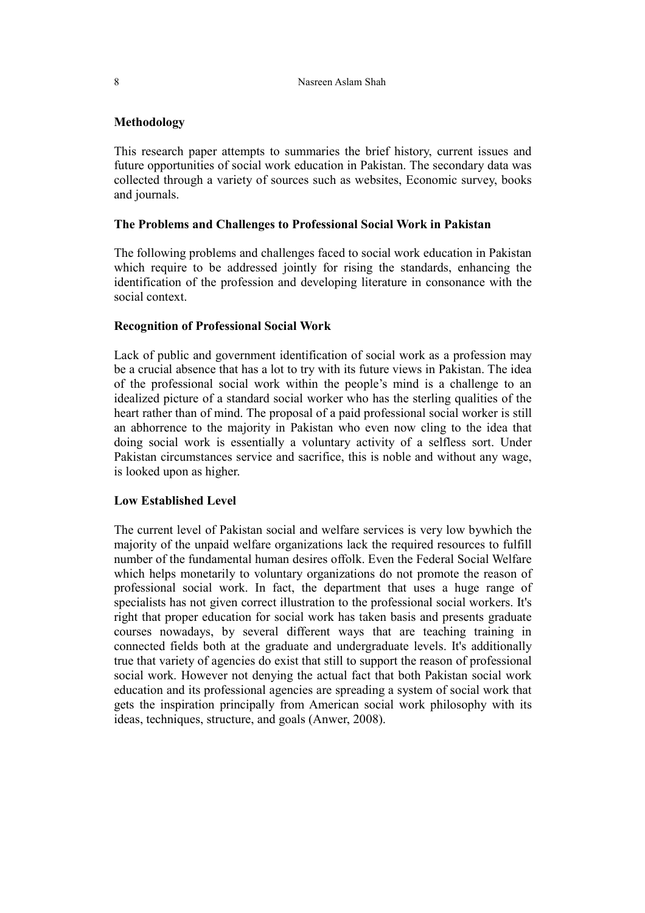## Methodology

This research paper attempts to summaries the brief history, current issues and future opportunities of social work education in Pakistan. The secondary data was collected through a variety of sources such as websites, Economic survey, books and journals.

## The Problems and Challenges to Professional Social Work in Pakistan

The following problems and challenges faced to social work education in Pakistan which require to be addressed jointly for rising the standards, enhancing the identification of the profession and developing literature in consonance with the social context.

### Recognition of Professional Social Work

Lack of public and government identification of social work as a profession may be a crucial absence that has a lot to try with its future views in Pakistan. The idea of the professional social work within the people's mind is a challenge to an idealized picture of a standard social worker who has the sterling qualities of the heart rather than of mind. The proposal of a paid professional social worker is still an abhorrence to the majority in Pakistan who even now cling to the idea that doing social work is essentially a voluntary activity of a selfless sort. Under Pakistan circumstances service and sacrifice, this is noble and without any wage, is looked upon as higher.

### Low Established Level

The current level of Pakistan social and welfare services is very low bywhich the majority of the unpaid welfare organizations lack the required resources to fulfill number of the fundamental human desires offolk. Even the Federal Social Welfare which helps monetarily to voluntary organizations do not promote the reason of professional social work. In fact, the department that uses a huge range of specialists has not given correct illustration to the professional social workers. It's right that proper education for social work has taken basis and presents graduate courses nowadays, by several different ways that are teaching training in connected fields both at the graduate and undergraduate levels. It's additionally true that variety of agencies do exist that still to support the reason of professional social work. However not denying the actual fact that both Pakistan social work education and its professional agencies are spreading a system of social work that gets the inspiration principally from American social work philosophy with its ideas, techniques, structure, and goals (Anwer, 2008).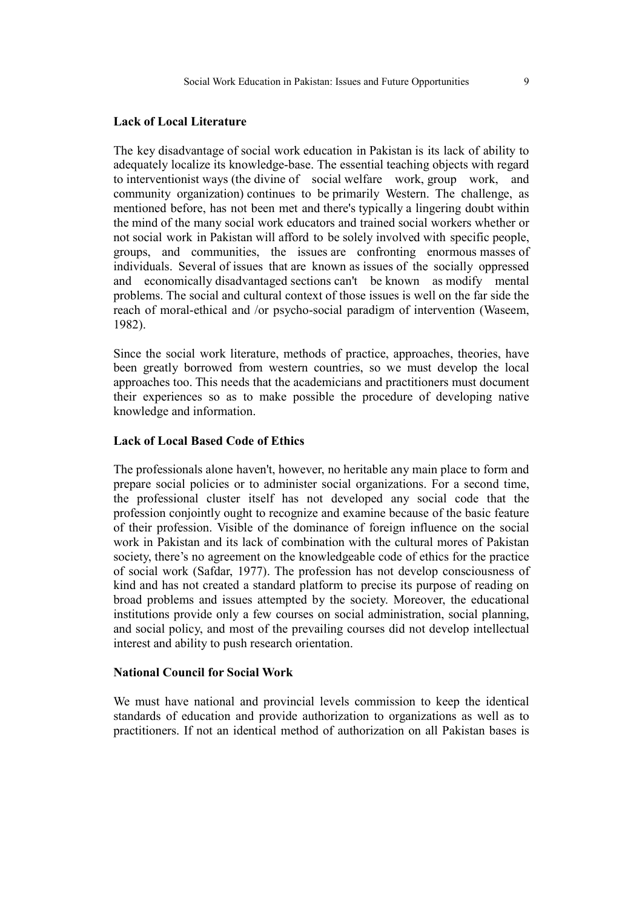## Lack of Local Literature

The key disadvantage of social work education in Pakistan is its lack of ability to adequately localize its knowledge-base. The essential teaching objects with regard to interventionist ways (the divine of social welfare work, group work, and community organization) continues to be primarily Western. The challenge, as mentioned before, has not been met and there's typically a lingering doubt within the mind of the many social work educators and trained social workers whether or not social work in Pakistan will afford to be solely involved with specific people, groups, and communities, the issues are confronting enormous masses of individuals. Several of issues that are known as issues of the socially oppressed and economically disadvantaged sections can't be known as modify mental problems. The social and cultural context of those issues is well on the far side the reach of moral-ethical and /or psycho-social paradigm of intervention (Waseem, 1982).

Since the social work literature, methods of practice, approaches, theories, have been greatly borrowed from western countries, so we must develop the local approaches too. This needs that the academicians and practitioners must document their experiences so as to make possible the procedure of developing native knowledge and information.

## Lack of Local Based Code of Ethics

The professionals alone haven't, however, no heritable any main place to form and prepare social policies or to administer social organizations. For a second time, the professional cluster itself has not developed any social code that the profession conjointly ought to recognize and examine because of the basic feature of their profession. Visible of the dominance of foreign influence on the social work in Pakistan and its lack of combination with the cultural mores of Pakistan society, there's no agreement on the knowledgeable code of ethics for the practice of social work (Safdar, 1977). The profession has not develop consciousness of kind and has not created a standard platform to precise its purpose of reading on broad problems and issues attempted by the society. Moreover, the educational institutions provide only a few courses on social administration, social planning, and social policy, and most of the prevailing courses did not develop intellectual interest and ability to push research orientation.

## National Council for Social Work

We must have national and provincial levels commission to keep the identical standards of education and provide authorization to organizations as well as to practitioners. If not an identical method of authorization on all Pakistan bases is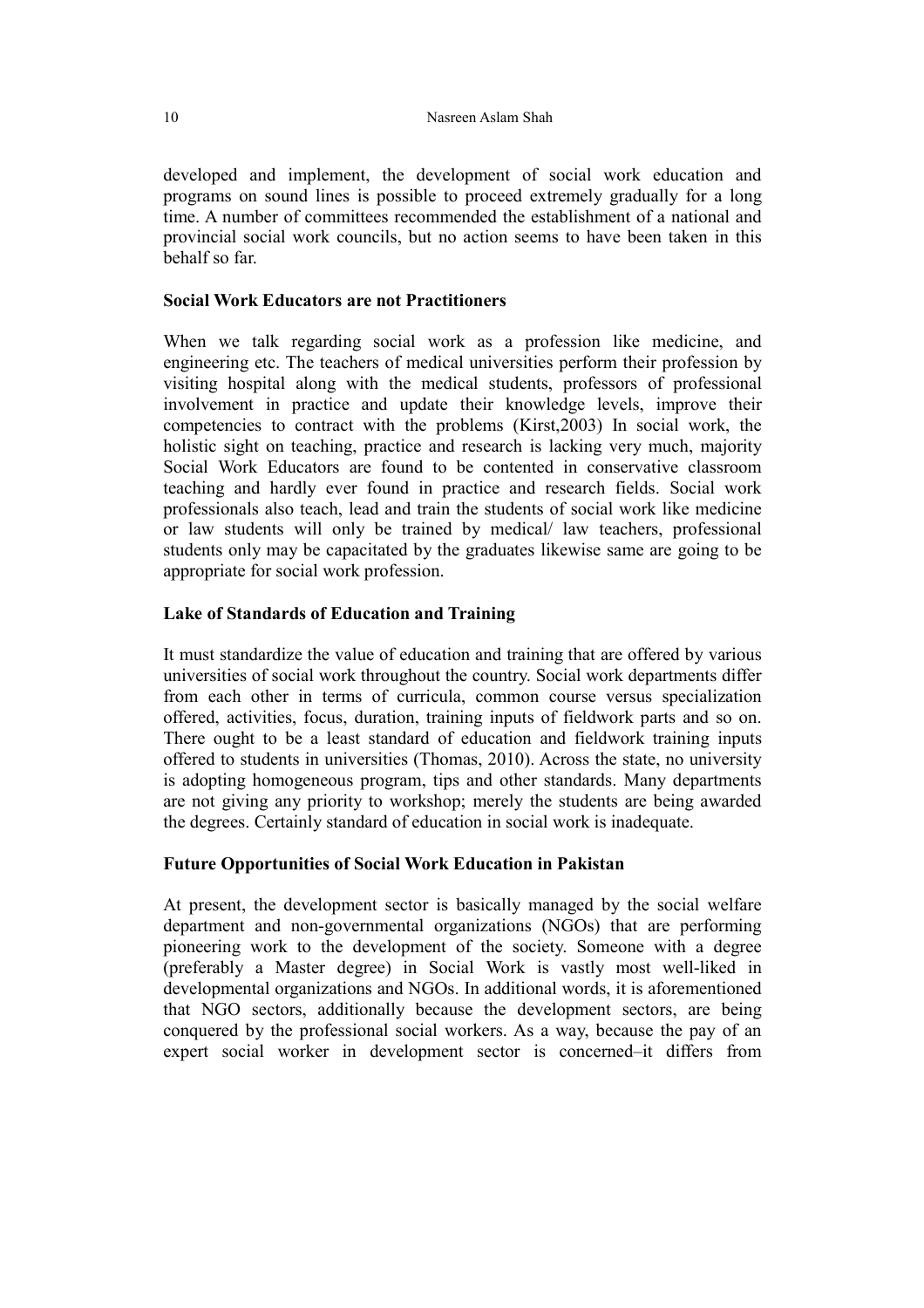developed and implement, the development of social work education and programs on sound lines is possible to proceed extremely gradually for a long time. A number of committees recommended the establishment of a national and provincial social work councils, but no action seems to have been taken in this behalf so far.

### Social Work Educators are not Practitioners

When we talk regarding social work as a profession like medicine, and engineering etc. The teachers of medical universities perform their profession by visiting hospital along with the medical students, professors of professional involvement in practice and update their knowledge levels, improve their competencies to contract with the problems (Kirst,2003) In social work, the holistic sight on teaching, practice and research is lacking very much, majority Social Work Educators are found to be contented in conservative classroom teaching and hardly ever found in practice and research fields. Social work professionals also teach, lead and train the students of social work like medicine or law students will only be trained by medical/ law teachers, professional students only may be capacitated by the graduates likewise same are going to be appropriate for social work profession.

### Lake of Standards of Education and Training

It must standardize the value of education and training that are offered by various universities of social work throughout the country. Social work departments differ from each other in terms of curricula, common course versus specialization offered, activities, focus, duration, training inputs of fieldwork parts and so on. There ought to be a least standard of education and fieldwork training inputs offered to students in universities (Thomas, 2010). Across the state, no university is adopting homogeneous program, tips and other standards. Many departments are not giving any priority to workshop; merely the students are being awarded the degrees. Certainly standard of education in social work is inadequate.

### Future Opportunities of Social Work Education in Pakistan

At present, the development sector is basically managed by the social welfare department and non-governmental organizations (NGOs) that are performing pioneering work to the development of the society. Someone with a degree (preferably a Master degree) in Social Work is vastly most well-liked in developmental organizations and NGOs. In additional words, it is aforementioned that NGO sectors, additionally because the development sectors, are being conquered by the professional social workers. As a way, because the pay of an expert social worker in development sector is concerned–it differs from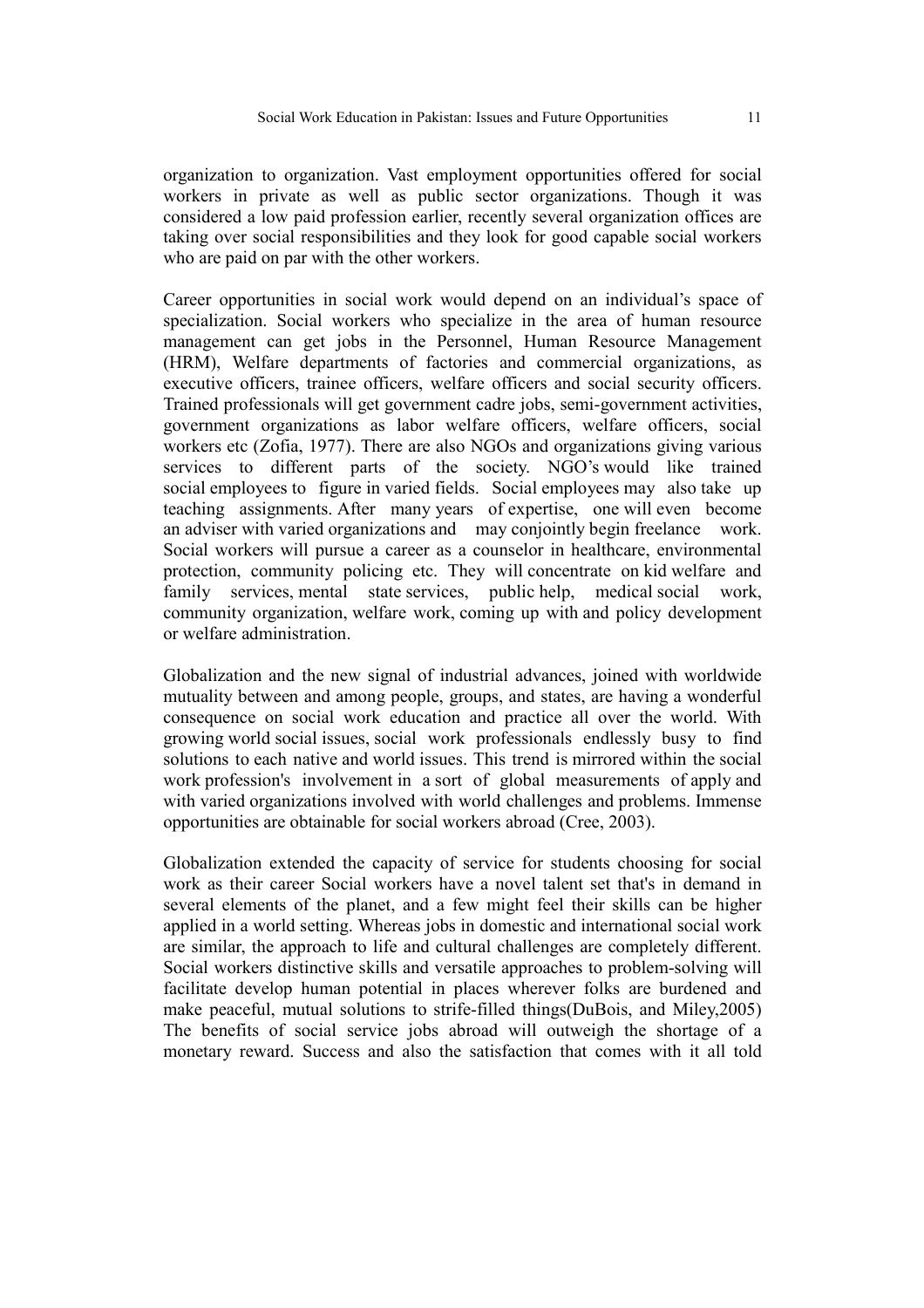organization to organization. Vast employment opportunities offered for social workers in private as well as public sector organizations. Though it was considered a low paid profession earlier, recently several organization offices are taking over social responsibilities and they look for good capable social workers who are paid on par with the other workers.

Career opportunities in social work would depend on an individual's space of specialization. Social workers who specialize in the area of human resource management can get jobs in the Personnel, Human Resource Management (HRM), Welfare departments of factories and commercial organizations, as executive officers, trainee officers, welfare officers and social security officers. Trained professionals will get government cadre jobs, semi-government activities, government organizations as labor welfare officers, welfare officers, social workers etc (Zofia, 1977). There are also NGOs and organizations giving various services to different parts of the society. NGO's would like trained social employees to figure in varied fields. Social employees may also take up teaching assignments. After many years of expertise, one will even become an adviser with varied organizations and may conjointly begin freelance work. Social workers will pursue a career as a counselor in healthcare, environmental protection, community policing etc. They will concentrate on kid welfare and family services, mental state services, public help, medical social work, community organization, welfare work, coming up with and policy development or welfare administration.

Globalization and the new signal of industrial advances, joined with worldwide mutuality between and among people, groups, and states, are having a wonderful consequence on social work education and practice all over the world. With growing world social issues, social work professionals endlessly busy to find solutions to each native and world issues. This trend is mirrored within the social work profession's involvement in a sort of global measurements of apply and with varied organizations involved with world challenges and problems. Immense opportunities are obtainable for social workers abroad (Cree, 2003).

Globalization extended the capacity of service for students choosing for social work as their career Social workers have a novel talent set that's in demand in several elements of the planet, and a few might feel their skills can be higher applied in a world setting. Whereas jobs in domestic and international social work are similar, the approach to life and cultural challenges are completely different. Social workers distinctive skills and versatile approaches to problem-solving will facilitate develop human potential in places wherever folks are burdened and make peaceful, mutual solutions to strife-filled things(DuBois, and Miley,2005) The benefits of social service jobs abroad will outweigh the shortage of a monetary reward. Success and also the satisfaction that comes with it all told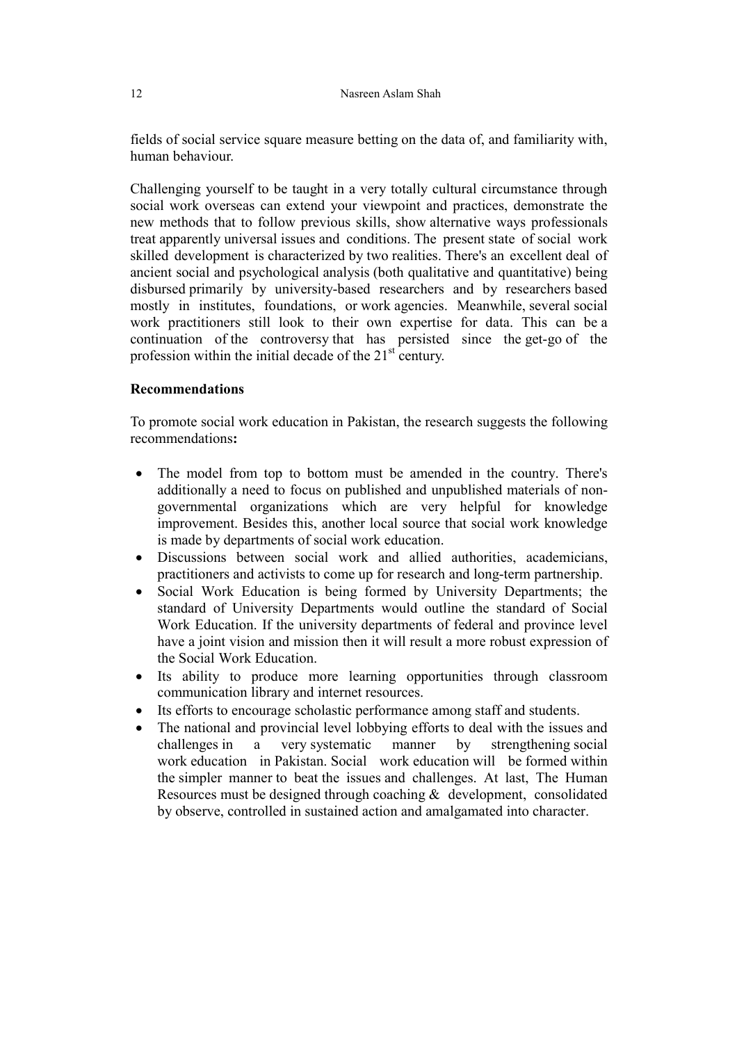fields of social service square measure betting on the data of, and familiarity with, human behaviour.

Challenging yourself to be taught in a very totally cultural circumstance through social work overseas can extend your viewpoint and practices, demonstrate the new methods that to follow previous skills, show alternative ways professionals treat apparently universal issues and conditions. The present state of social work skilled development is characterized by two realities. There's an excellent deal of ancient social and psychological analysis (both qualitative and quantitative) being disbursed primarily by university-based researchers and by researchers based mostly in institutes, foundations, or work agencies. Meanwhile, several social work practitioners still look to their own expertise for data. This can be a continuation of the controversy that has persisted since the get-go of the profession within the initial decade of the 21st century.

**Recommendations**

To promote social work education in Pakistan, the research suggests the following recommendations**:**

- The model from top to bottom must be amended in the country. There's additionally a need to focus on published and unpublished materials of non-governmental organizations which are very helpful for knowledge improvement. Besides this, another local source that social work knowledge is made by departments of social work education.
- Discussions between social work and allied authorities, academicians, practitioners and activists to come up for research and long-term partnership.
- Social Work Education is being formed by University Departments; the standard of University Departments would outline the standard of Social Work Education. If the university departments of federal and province level have a joint vision and mission then it will result a more robust expression of the Social Work Education.
- Its ability to produce more learning opportunities through classroom communication library and internet resources.
- Its efforts to encourage scholastic performance among staff and students.
- The national and provincial level lobbying efforts to deal with the issues and challenges in a very systematic manner by strengthening social work education in Pakistan. Social work education will be formed within the simpler manner to beat the issues and challenges. At last, The Human Resources must be designed through coaching & development, consolidated by observe, controlled in sustained action and amalgamated into character.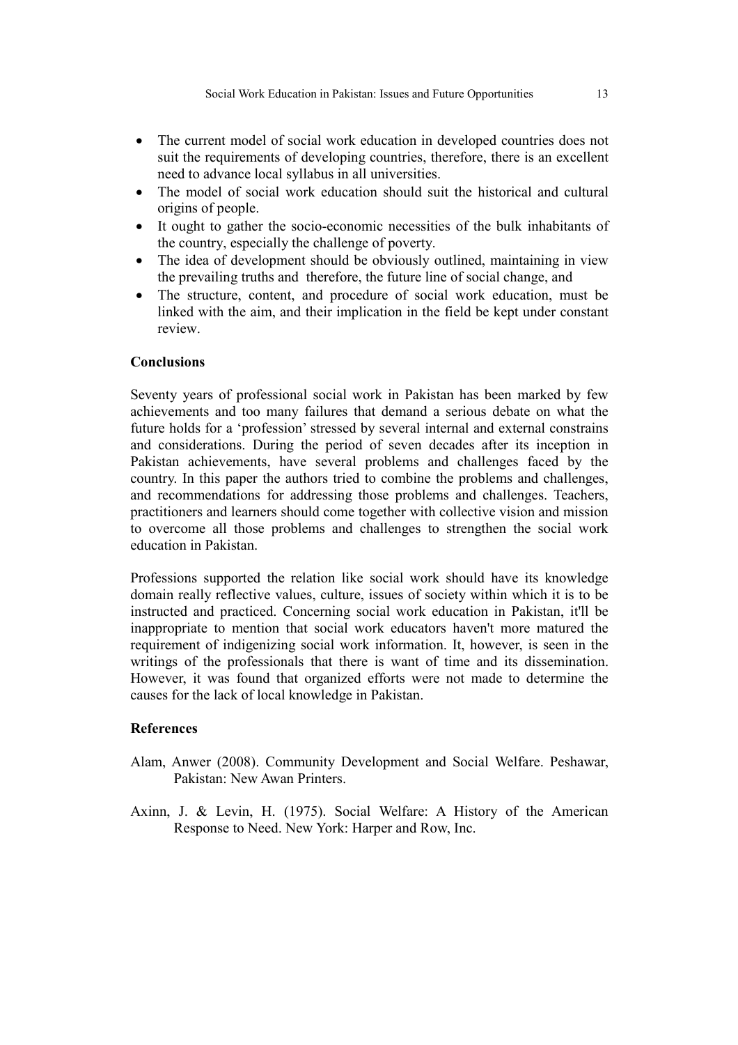- The current model of social work education in developed countries does not suit the requirements of developing countries, therefore, there is an excellent need to advance local syllabus in all universities.
- The model of social work education should suit the historical and cultural origins of people.
- It ought to gather the socio-economic necessities of the bulk inhabitants of the country, especially the challenge of poverty.
- The idea of development should be obviously outlined, maintaining in view the prevailing truths and therefore, the future line of social change, and
- The structure, content, and procedure of social work education, must be linked with the aim, and their implication in the field be kept under constant review.

## Conclusions

Seventy years of professional social work in Pakistan has been marked by few achievements and too many failures that demand a serious debate on what the future holds for a 'profession' stressed by several internal and external constrains and considerations. During the period of seven decades after its inception in Pakistan achievements, have several problems and challenges faced by the country. In this paper the authors tried to combine the problems and challenges, and recommendations for addressing those problems and challenges. Teachers, practitioners and learners should come together with collective vision and mission to overcome all those problems and challenges to strengthen the social work education in Pakistan.

Professions supported the relation like social work should have its knowledge domain really reflective values, culture, issues of society within which it is to be instructed and practiced. Concerning social work education in Pakistan, it'll be inappropriate to mention that social work educators haven't more matured the requirement of indigenizing social work information. It, however, is seen in the writings of the professionals that there is want of time and its dissemination. However, it was found that organized efforts were not made to determine the causes for the lack of local knowledge in Pakistan.

## References

Alam, Anwer (2008). Community Development and Social Welfare. Peshawar, Pakistan: New Awan Printers.

Axinn, J. & Levin, H. (1975). Social Welfare: A History of the American Response to Need. New York: Harper and Row, Inc.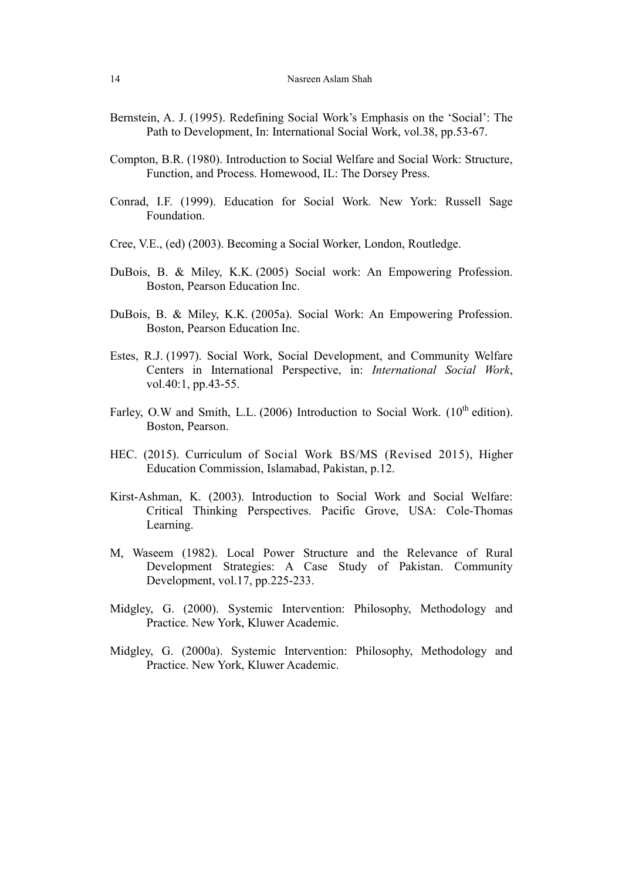Bernstein, A. J. (1995). Redefining Social Work's Emphasis on the 'Social': The Path to Development, In: International Social Work, vol.38, pp.53-67.

Compton, B.R. (1980). Introduction to Social Welfare and Social Work: Structure, Function, and Process. Homewood, IL: The Dorsey Press.

Conrad, I.F. (1999). Education for Social Work. New York: Russell Sage Foundation.

Cree, V.E., (ed) (2003). Becoming a Social Worker, London, Routledge.

DuBois, B. & Miley, K.K. (2005) Social work: An Empowering Profession. Boston, Pearson Education Inc.

DuBois, B. & Miley, K.K. (2005a). Social Work: An Empowering Profession. Boston, Pearson Education Inc.

Estes, R.J. (1997). Social Work, Social Development, and Community Welfare Centers in International Perspective, in: *International Social Work*, vol.40:1, pp.43-55.

Farley, O.W and Smith, L.L. (2006) Introduction to Social Work. (10th edition). Boston, Pearson.

HEC. (2015). Curriculum of Social Work BS/MS (Revised 2015), Higher Education Commission, Islamabad, Pakistan, p.12.

Kirst-Ashman, K. (2003). Introduction to Social Work and Social Welfare: Critical Thinking Perspectives. Pacific Grove, USA: Cole-Thomas Learning.

M, Waseem (1982). Local Power Structure and the Relevance of Rural Development Strategies: A Case Study of Pakistan. Community Development, vol.17, pp.225-233.

Midgley, G. (2000). Systemic Intervention: Philosophy, Methodology and Practice. New York, Kluwer Academic.

Midgley, G. (2000a). Systemic Intervention: Philosophy, Methodology and Practice. New York, Kluwer Academic.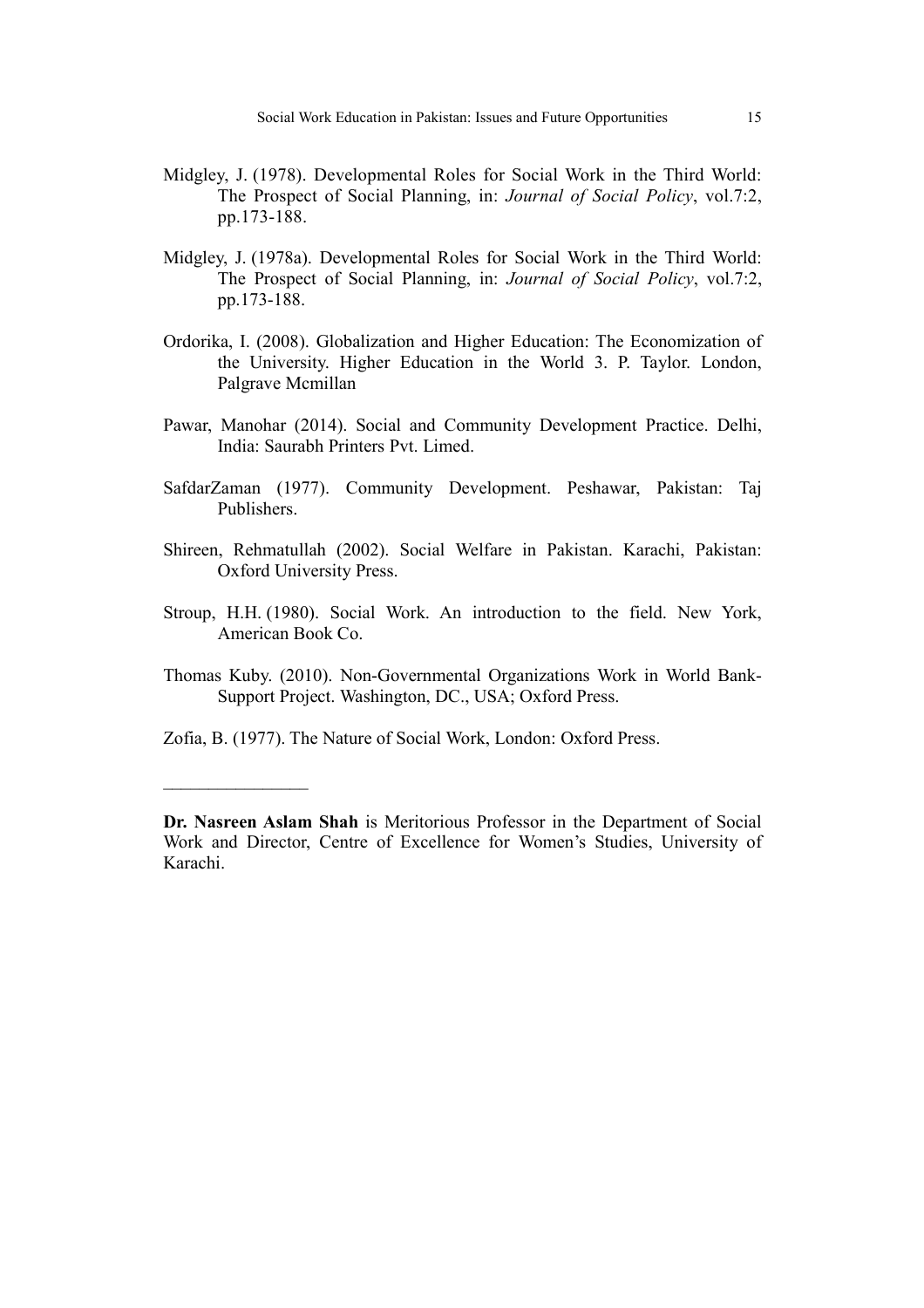Midgley, J. (1978). Developmental Roles for Social Work in the Third World: The Prospect of Social Planning, in: *Journal of Social Policy*, vol.7:2, pp.173-188.

Midgley, J. (1978a). Developmental Roles for Social Work in the Third World: The Prospect of Social Planning, in: *Journal of Social Policy*, vol.7:2, pp.173-188.

Ordorika, I. (2008). Globalization and Higher Education: The Economization of the University. Higher Education in the World 3. P. Taylor. London, Palgrave Mcmillan

Pawar, Manohar (2014). Social and Community Development Practice. Delhi, India: Saurabh Printers Pvt. Limed.

SafdarZaman (1977). Community Development. Peshawar, Pakistan: Taj Publishers.

Shireen, Rehmatullah (2002). Social Welfare in Pakistan. Karachi, Pakistan: Oxford University Press.

Stroup, H.H. (1980). Social Work. An introduction to the field. New York, American Book Co.

Thomas Kuby. (2010). Non-Governmental Organizations Work in World Bank-Support Project. Washington, DC., USA; Oxford Press.

Zofia, B. (1977). The Nature of Social Work, London: Oxford Press.

---

**Dr. Nasreen Aslam Shah** is Meritorious Professor in the Department of Social Work and Director, Centre of Excellence for Women's Studies, University of Karachi.